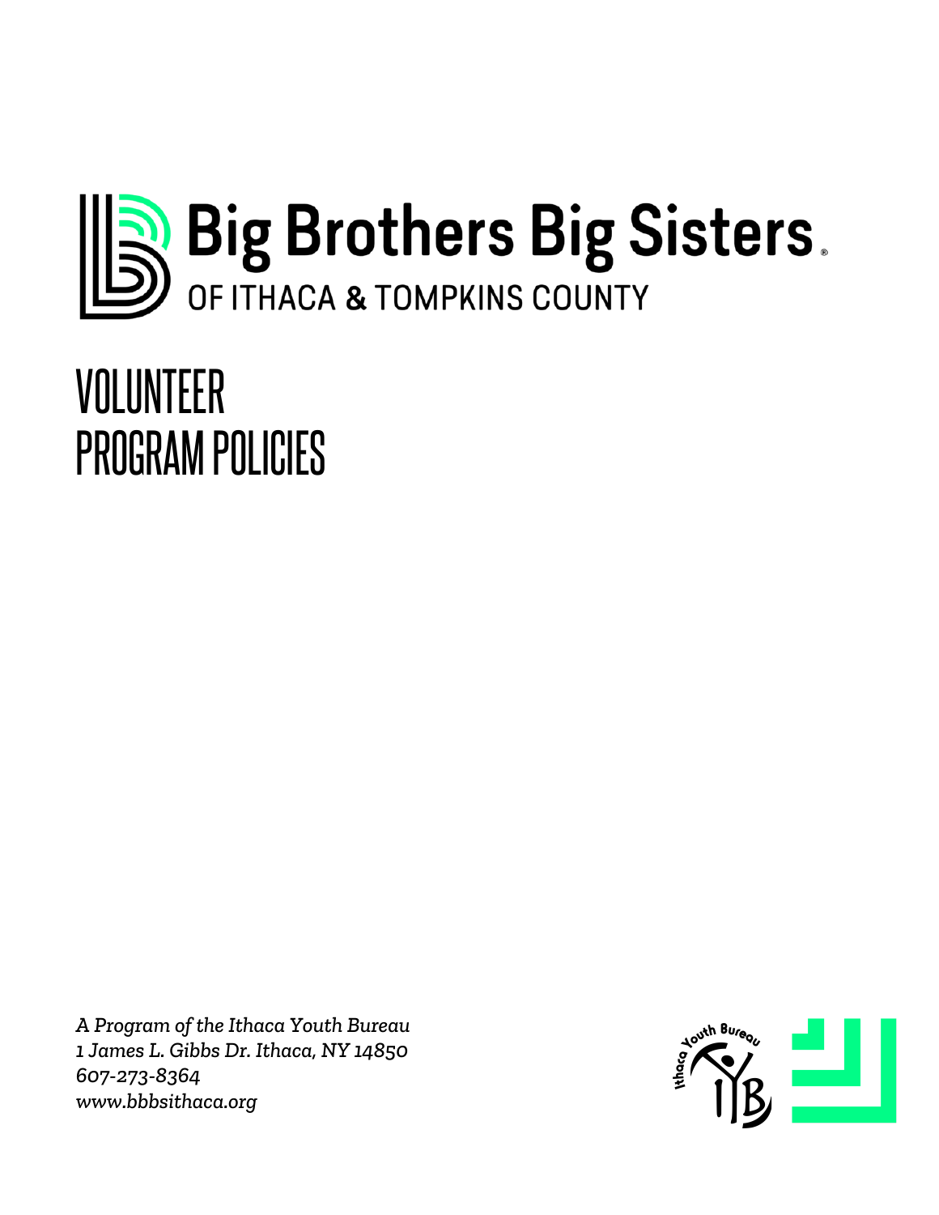# Big Brothers Big Sisters

OF ITHACA & TOMPKINS COUNTY

# VOLUNTEER PROGRAM POLICIES

*A Program of the Ithaca Youth Bureau*
*1 James L. Gibbs Dr. Ithaca, NY 14850*
*607-273-8364*
*www.bbbsithaca.org*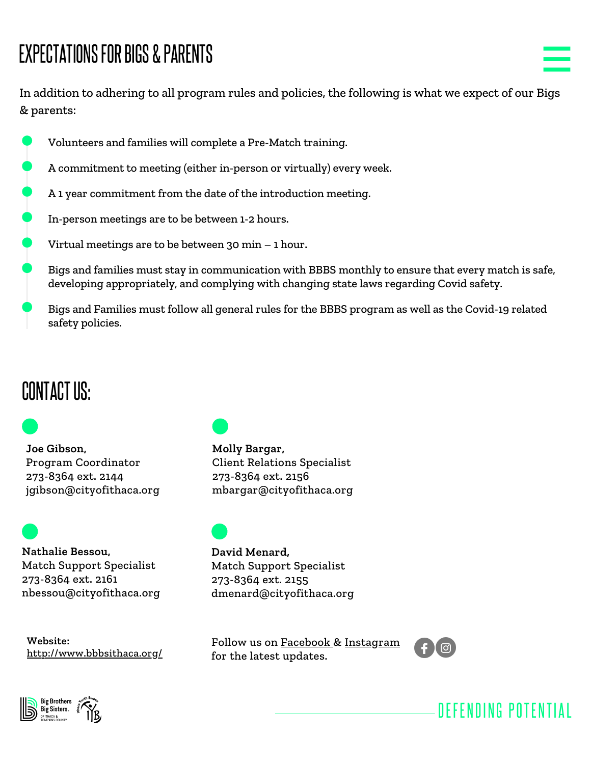# EXPECTATIONS FOR BIGS & PARENTS

In addition to adhering to all program rules and policies, the following is what we expect of our Bigs & parents:

- Volunteers and families will complete a Pre-Match training.
- A commitment to meeting (either in-person or virtually) every week.
- A 1 year commitment from the date of the introduction meeting.
- In-person meetings are to be between 1-2 hours.
- Virtual meetings are to be between 30 min – 1 hour.
- Bigs and families must stay in communication with BBBS monthly to ensure that every match is safe, developing appropriately, and complying with changing state laws regarding Covid safety.
- Bigs and Families must follow all general rules for the BBBS program as well as the Covid-19 related safety policies.

# CONTACT US:

**Joe Gibson,**
Program Coordinator
273-8364 ext. 2144
jgibson@cityofithaca.org

**Molly Bargar,**
Client Relations Specialist
273-8364 ext. 2156
mbargar@cityofithaca.org

**Nathalie Bessou,**
Match Support Specialist
273-8364 ext. 2161
nbessou@cityofithaca.org

**David Menard,**
Match Support Specialist
273-8364 ext. 2155
dmenard@cityofithaca.org

**Website:**
http://www.bbbsithaca.org/

Follow us on Facebook & Instagram for the latest updates.

DEFENDING POTENTIAL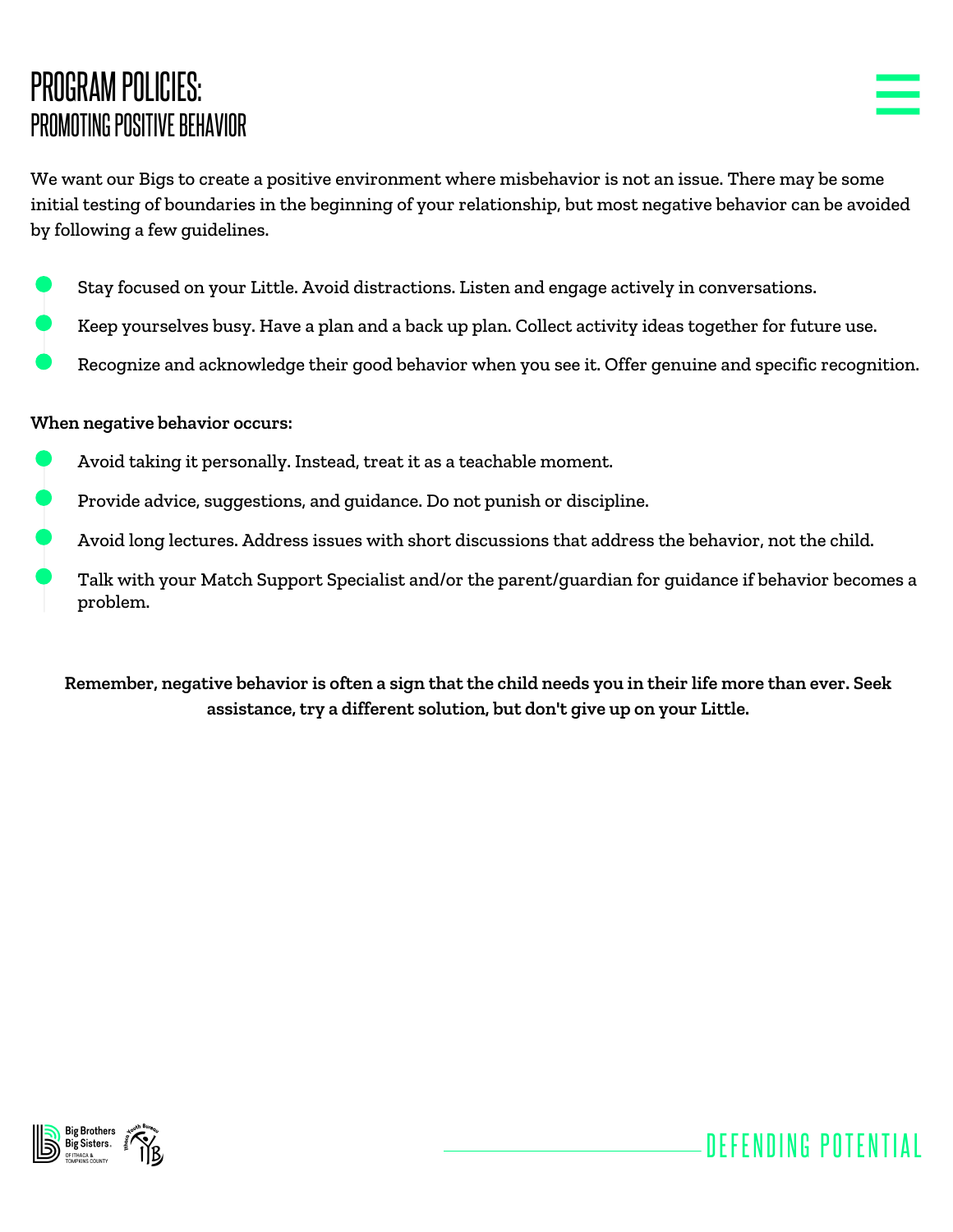# PROGRAM POLICIES:
## PROMOTING POSITIVE BEHAVIOR

We want our Bigs to create a positive environment where misbehavior is not an issue. There may be some initial testing of boundaries in the beginning of your relationship, but most negative behavior can be avoided by following a few guidelines.

- Stay focused on your Little. Avoid distractions. Listen and engage actively in conversations.
- Keep yourselves busy. Have a plan and a back up plan. Collect activity ideas together for future use.
- Recognize and acknowledge their good behavior when you see it. Offer genuine and specific recognition.

**When negative behavior occurs:**

- Avoid taking it personally. Instead, treat it as a teachable moment.
- Provide advice, suggestions, and guidance. Do not punish or discipline.
- Avoid long lectures. Address issues with short discussions that address the behavior, not the child.
- Talk with your Match Support Specialist and/or the parent/guardian for guidance if behavior becomes a problem.

**Remember, negative behavior is often a sign that the child needs you in their life more than ever. Seek assistance, try a different solution, but don't give up on your Little.**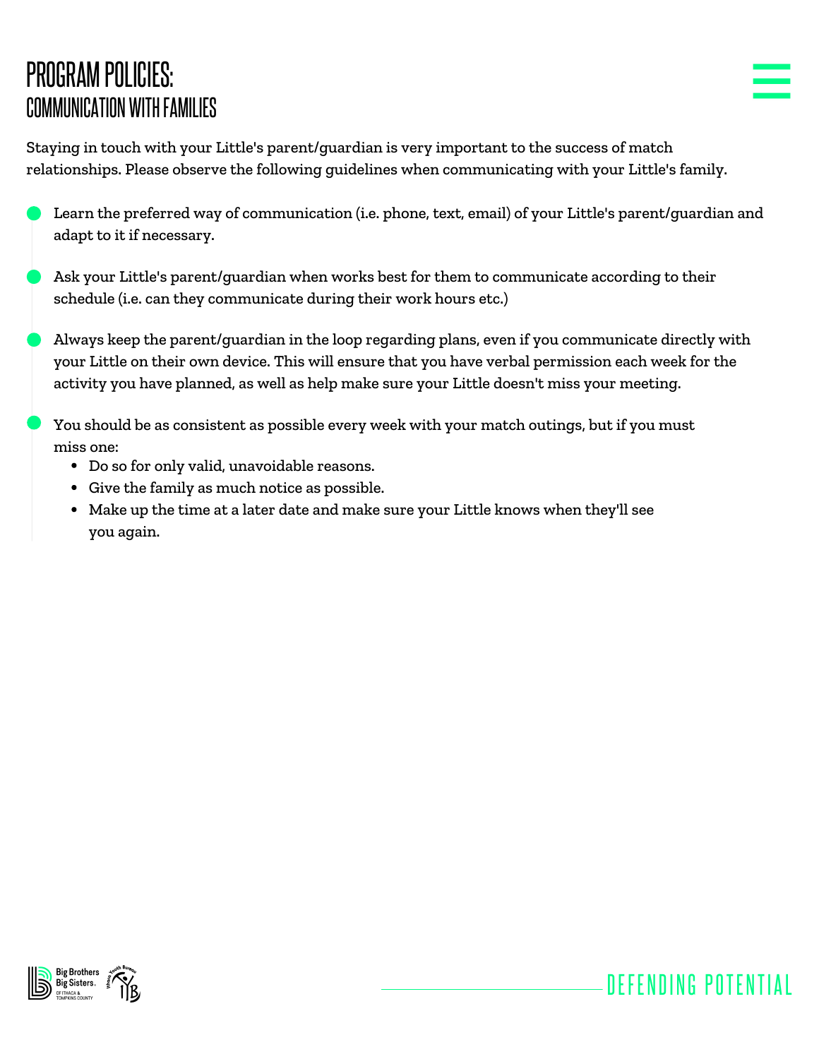# PROGRAM POLICIES:
## COMMUNICATION WITH FAMILIES

Staying in touch with your Little's parent/guardian is very important to the success of match relationships. Please observe the following guidelines when communicating with your Little's family.

- Learn the preferred way of communication (i.e. phone, text, email) of your Little's parent/guardian and adapt to it if necessary.
- Ask your Little's parent/guardian when works best for them to communicate according to their schedule (i.e. can they communicate during their work hours etc.)
- Always keep the parent/guardian in the loop regarding plans, even if you communicate directly with your Little on their own device. This will ensure that you have verbal permission each week for the activity you have planned, as well as help make sure your Little doesn't miss your meeting.
- You should be as consistent as possible every week with your match outings, but if you must miss one:
  - Do so for only valid, unavoidable reasons.
  - Give the family as much notice as possible.
  - Make up the time at a later date and make sure your Little knows when they'll see you again.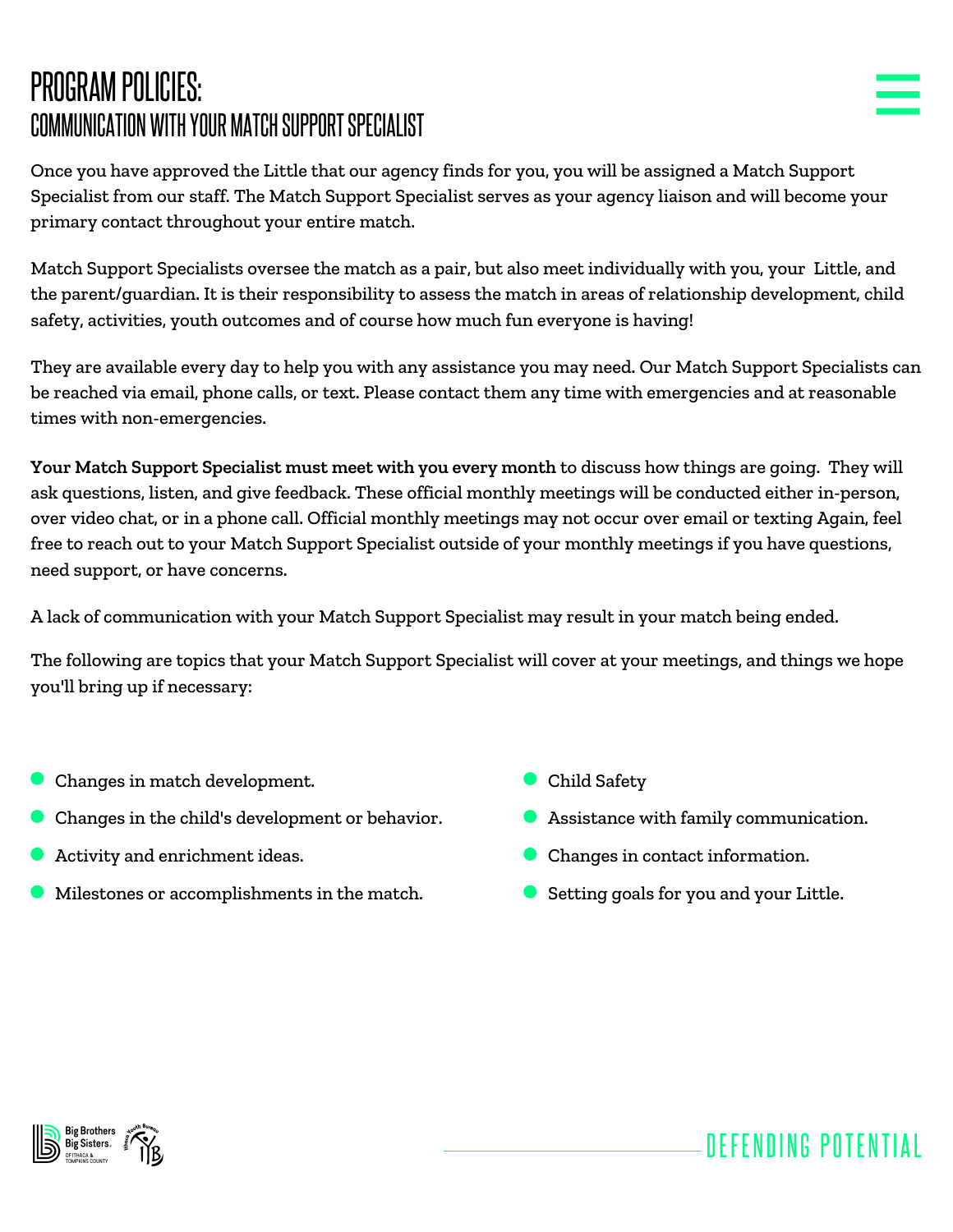# PROGRAM POLICIES:
## COMMUNICATION WITH YOUR MATCH SUPPORT SPECIALIST

Once you have approved the Little that our agency finds for you, you will be assigned a Match Support Specialist from our staff. The Match Support Specialist serves as your agency liaison and will become your primary contact throughout your entire match.

Match Support Specialists oversee the match as a pair, but also meet individually with you, your Little, and the parent/guardian. It is their responsibility to assess the match in areas of relationship development, child safety, activities, youth outcomes and of course how much fun everyone is having!

They are available every day to help you with any assistance you may need. Our Match Support Specialists can be reached via email, phone calls, or text. Please contact them any time with emergencies and at reasonable times with non-emergencies.

**Your Match Support Specialist must meet with you every month** to discuss how things are going. They will ask questions, listen, and give feedback. These official monthly meetings will be conducted either in-person, over video chat, or in a phone call. Official monthly meetings may not occur over email or texting Again, feel free to reach out to your Match Support Specialist outside of your monthly meetings if you have questions, need support, or have concerns.

A lack of communication with your Match Support Specialist may result in your match being ended.

The following are topics that your Match Support Specialist will cover at your meetings, and things we hope you'll bring up if necessary:

- Changes in match development.
- Changes in the child's development or behavior.
- Activity and enrichment ideas.
- Milestones or accomplishments in the match.
- Child Safety
- Assistance with family communication.
- Changes in contact information.
- Setting goals for you and your Little.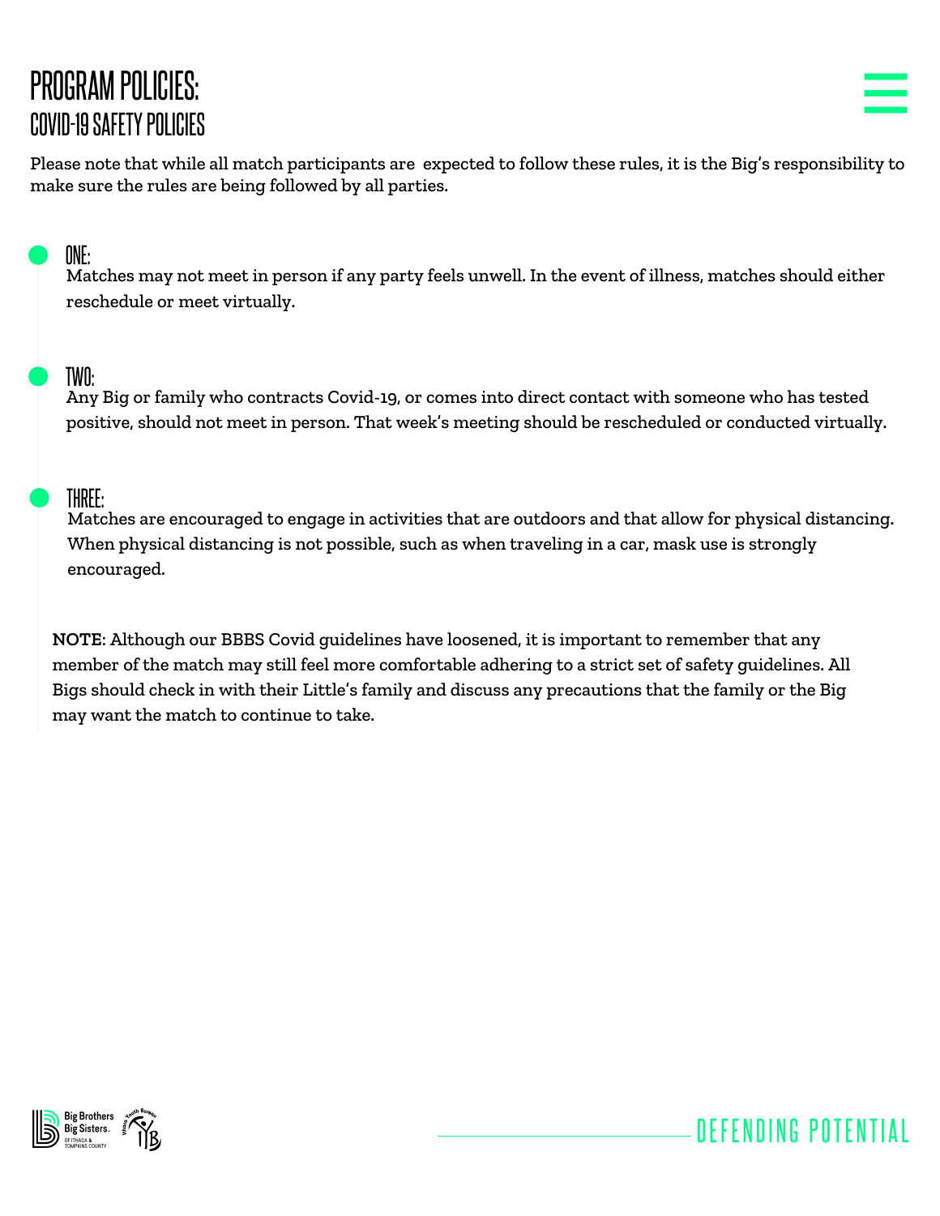# PROGRAM POLICIES:
## COVID-19 SAFETY POLICIES

Please note that while all match participants are expected to follow these rules, it is the Big's responsibility to make sure the rules are being followed by all parties.

### ONE:
Matches may not meet in person if any party feels unwell. In the event of illness, matches should either reschedule or meet virtually.

### TWO:
Any Big or family who contracts Covid-19, or comes into direct contact with someone who has tested positive, should not meet in person. That week's meeting should be rescheduled or conducted virtually.

### THREE:
Matches are encouraged to engage in activities that are outdoors and that allow for physical distancing. When physical distancing is not possible, such as when traveling in a car, mask use is strongly encouraged.

**NOTE**: Although our BBBS Covid guidelines have loosened, it is important to remember that any member of the match may still feel more comfortable adhering to a strict set of safety guidelines. All Bigs should check in with their Little's family and discuss any precautions that the family or the Big may want the match to continue to take.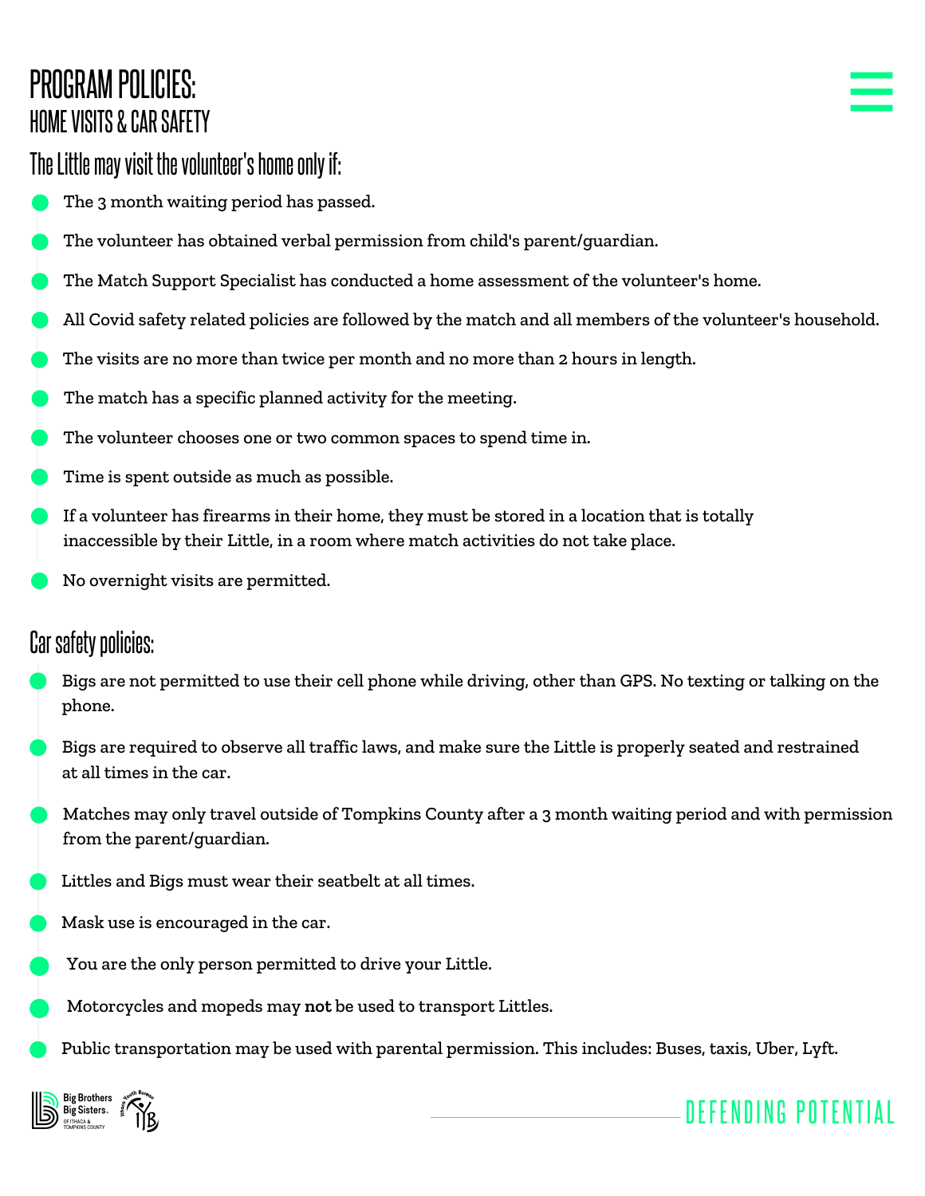# PROGRAM POLICIES:

## HOME VISITS & CAR SAFETY

### The Little may visit the volunteer's home only if:

- The 3 month waiting period has passed.
- The volunteer has obtained verbal permission from child's parent/guardian.
- The Match Support Specialist has conducted a home assessment of the volunteer's home.
- All Covid safety related policies are followed by the match and all members of the volunteer's household.
- The visits are no more than twice per month and no more than 2 hours in length.
- The match has a specific planned activity for the meeting.
- The volunteer chooses one or two common spaces to spend time in.
- Time is spent outside as much as possible.
- If a volunteer has firearms in their home, they must be stored in a location that is totally inaccessible by their Little, in a room where match activities do not take place.
- No overnight visits are permitted.

### Car safety policies:

- Bigs are not permitted to use their cell phone while driving, other than GPS. No texting or talking on the phone.
- Bigs are required to observe all traffic laws, and make sure the Little is properly seated and restrained at all times in the car.
- Matches may only travel outside of Tompkins County after a 3 month waiting period and with permission from the parent/guardian.
- Littles and Bigs must wear their seatbelt at all times.
- Mask use is encouraged in the car.
- You are the only person permitted to drive your Little.
- Motorcycles and mopeds may **not** be used to transport Littles.
- Public transportation may be used with parental permission. This includes: Buses, taxis, Uber, Lyft.

Big Brothers Big Sisters of Ithaca & Tompkins County

Ithaca Youth Bureau

DEFENDING POTENTIAL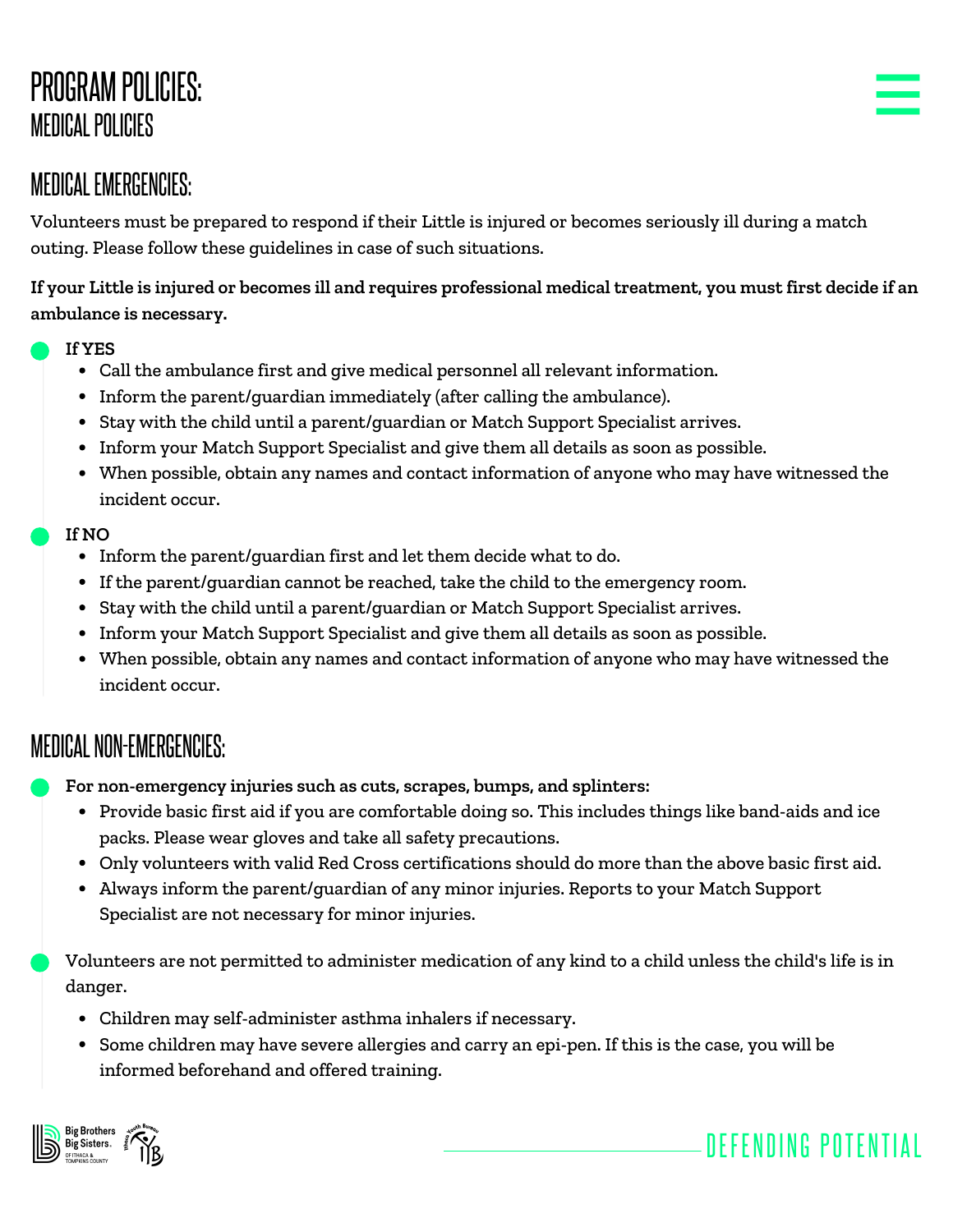# PROGRAM POLICIES:

## MEDICAL POLICIES

### MEDICAL EMERGENCIES:

Volunteers must be prepared to respond if their Little is injured or becomes seriously ill during a match outing. Please follow these guidelines in case of such situations.

**If your Little is injured or becomes ill and requires professional medical treatment, you must first decide if an ambulance is necessary.**

- **If YES**
  - Call the ambulance first and give medical personnel all relevant information.
  - Inform the parent/guardian immediately (after calling the ambulance).
  - Stay with the child until a parent/guardian or Match Support Specialist arrives.
  - Inform your Match Support Specialist and give them all details as soon as possible.
  - When possible, obtain any names and contact information of anyone who may have witnessed the incident occur.
- **If NO**
  - Inform the parent/guardian first and let them decide what to do.
  - If the parent/guardian cannot be reached, take the child to the emergency room.
  - Stay with the child until a parent/guardian or Match Support Specialist arrives.
  - Inform your Match Support Specialist and give them all details as soon as possible.
  - When possible, obtain any names and contact information of anyone who may have witnessed the incident occur.

### MEDICAL NON-EMERGENCIES:

- **For non-emergency injuries such as cuts, scrapes, bumps, and splinters:**
  - Provide basic first aid if you are comfortable doing so. This includes things like band-aids and ice packs. Please wear gloves and take all safety precautions.
  - Only volunteers with valid Red Cross certifications should do more than the above basic first aid.
  - Always inform the parent/guardian of any minor injuries. Reports to your Match Support Specialist are not necessary for minor injuries.
- Volunteers are not permitted to administer medication of any kind to a child unless the child's life is in danger.
  - Children may self-administer asthma inhalers if necessary.
  - Some children may have severe allergies and carry an epi-pen. If this is the case, you will be informed beforehand and offered training.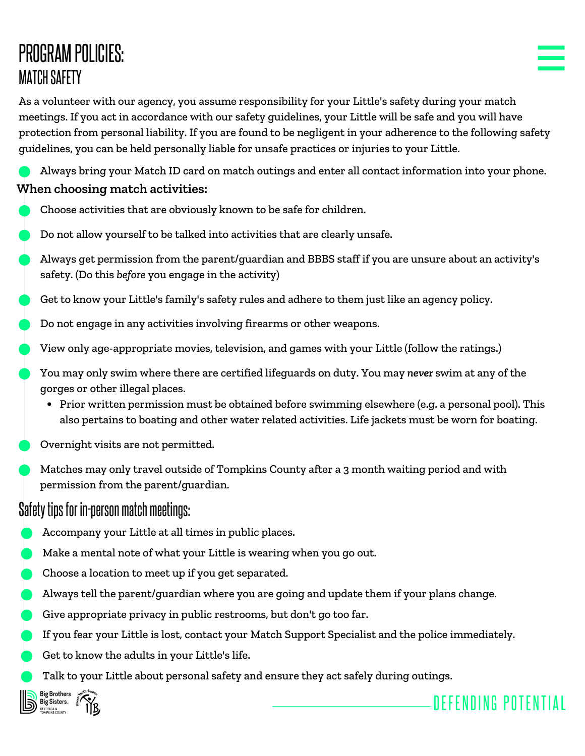# PROGRAM POLICIES:

## MATCH SAFETY

As a volunteer with our agency, you assume responsibility for your Little's safety during your match meetings. If you act in accordance with our safety guidelines, your Little will be safe and you will have protection from personal liability. If you are found to be negligent in your adherence to the following safety guidelines, you can be held personally liable for unsafe practices or injuries to your Little.

- Always bring your Match ID card on match outings and enter all contact information into your phone.

**When choosing match activities:**

- Choose activities that are obviously known to be safe for children.
- Do not allow yourself to be talked into activities that are clearly unsafe.
- Always get permission from the parent/guardian and BBBS staff if you are unsure about an activity's safety. (Do this *before* you engage in the activity)
- Get to know your Little's family's safety rules and adhere to them just like an agency policy.
- Do not engage in any activities involving firearms or other weapons.
- View only age-appropriate movies, television, and games with your Little (follow the ratings.)
- You may only swim where there are certified lifeguards on duty. You may ***never*** swim at any of the gorges or other illegal places.
  - Prior written permission must be obtained before swimming elsewhere (e.g. a personal pool). This also pertains to boating and other water related activities. Life jackets must be worn for boating.
- Overnight visits are not permitted.
- Matches may only travel outside of Tompkins County after a 3 month waiting period and with permission from the parent/guardian.

## Safety tips for in-person match meetings:

- Accompany your Little at all times in public places.
- Make a mental note of what your Little is wearing when you go out.
- Choose a location to meet up if you get separated.
- Always tell the parent/guardian where you are going and update them if your plans change.
- Give appropriate privacy in public restrooms, but don't go too far.
- If you fear your Little is lost, contact your Match Support Specialist and the police immediately.
- Get to know the adults in your Little's life.
- Talk to your Little about personal safety and ensure they act safely during outings.

DEFENDING POTENTIAL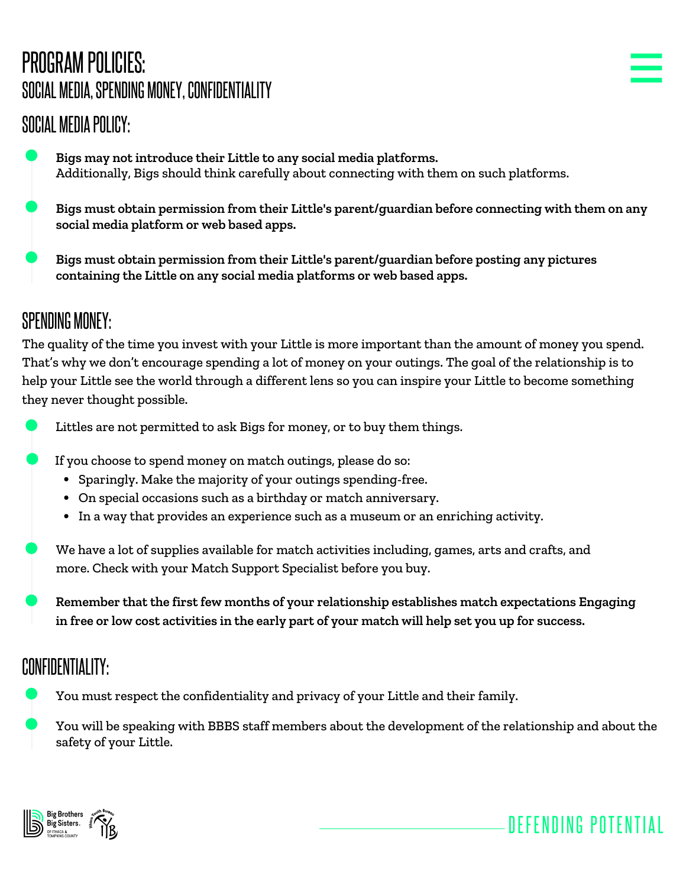# PROGRAM POLICIES:

## SOCIAL MEDIA, SPENDING MONEY, CONFIDENTIALITY

### SOCIAL MEDIA POLICY:

- **Bigs may not introduce their Little to any social media platforms.** Additionally, Bigs should think carefully about connecting with them on such platforms.
- **Bigs must obtain permission from their Little's parent/guardian before connecting with them on any social media platform or web based apps.**
- **Bigs must obtain permission from their Little's parent/guardian before posting any pictures containing the Little on any social media platforms or web based apps.**

### SPENDING MONEY:

The quality of the time you invest with your Little is more important than the amount of money you spend. That's why we don't encourage spending a lot of money on your outings. The goal of the relationship is to help your Little see the world through a different lens so you can inspire your Little to become something they never thought possible.

- Littles are not permitted to ask Bigs for money, or to buy them things.
- If you choose to spend money on match outings, please do so:
  - Sparingly. Make the majority of your outings spending-free.
  - On special occasions such as a birthday or match anniversary.
  - In a way that provides an experience such as a museum or an enriching activity.
- We have a lot of supplies available for match activities including, games, arts and crafts, and more. Check with your Match Support Specialist before you buy.
- **Remember that the first few months of your relationship establishes match expectations Engaging in free or low cost activities in the early part of your match will help set you up for success.**

### CONFIDENTIALITY:

- You must respect the confidentiality and privacy of your Little and their family.
- You will be speaking with BBBS staff members about the development of the relationship and about the safety of your Little.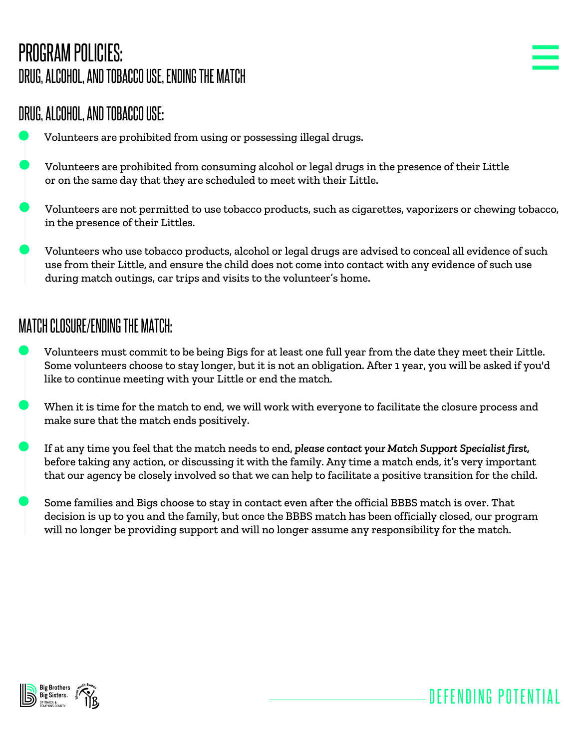# PROGRAM POLICIES:
## DRUG, ALCOHOL, AND TOBACCO USE, ENDING THE MATCH

## DRUG, ALCOHOL, AND TOBACCO USE:

- Volunteers are prohibited from using or possessing illegal drugs.
- Volunteers are prohibited from consuming alcohol or legal drugs in the presence of their Little or on the same day that they are scheduled to meet with their Little.
- Volunteers are not permitted to use tobacco products, such as cigarettes, vaporizers or chewing tobacco, in the presence of their Littles.
- Volunteers who use tobacco products, alcohol or legal drugs are advised to conceal all evidence of such use from their Little, and ensure the child does not come into contact with any evidence of such use during match outings, car trips and visits to the volunteer's home.

## MATCH CLOSURE/ENDING THE MATCH:

- Volunteers must commit to be being Bigs for at least one full year from the date they meet their Little. Some volunteers choose to stay longer, but it is not an obligation. After 1 year, you will be asked if you'd like to continue meeting with your Little or end the match.
- When it is time for the match to end, we will work with everyone to facilitate the closure process and make sure that the match ends positively.
- If at any time you feel that the match needs to end, ***please contact your Match Support Specialist first,*** before taking any action, or discussing it with the family. Any time a match ends, it's very important that our agency be closely involved so that we can help to facilitate a positive transition for the child.
- Some families and Bigs choose to stay in contact even after the official BBBS match is over. That decision is up to you and the family, but once the BBBS match has been officially closed, our program will no longer be providing support and will no longer assume any responsibility for the match.

Big Brothers Big Sisters of Ithaca & Tompkins County

DEFENDING POTENTIAL